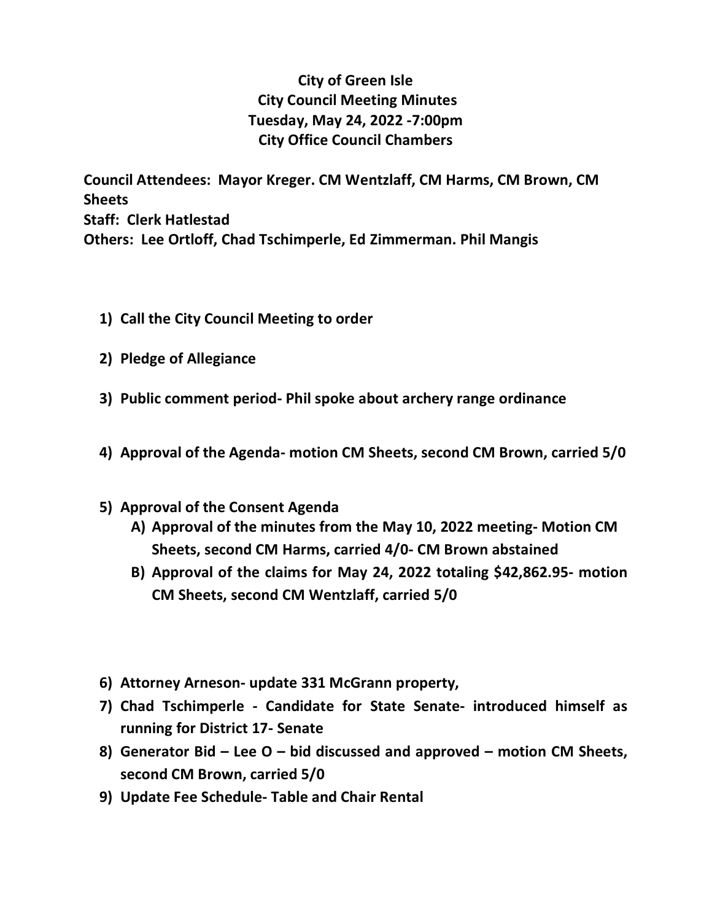# City of Green Isle
## City Council Meeting Minutes
## Tuesday, May 24, 2022 -7:00pm
## City Office Council Chambers

**Council Attendees: Mayor Kreger. CM Wentzlaff, CM Harms, CM Brown, CM Sheets**
**Staff: Clerk Hatlestad**
**Others: Lee Ortloff, Chad Tschimperle, Ed Zimmerman. Phil Mangis**

1) **Call the City Council Meeting to order**
2) **Pledge of Allegiance**
3) **Public comment period- Phil spoke about archery range ordinance**
4) **Approval of the Agenda- motion CM Sheets, second CM Brown, carried 5/0**
5) **Approval of the Consent Agenda**
   A) **Approval of the minutes from the May 10, 2022 meeting- Motion CM Sheets, second CM Harms, carried 4/0- CM Brown abstained**
   B) **Approval of the claims for May 24, 2022 totaling $42,862.95- motion CM Sheets, second CM Wentzlaff, carried 5/0**
6) **Attorney Arneson- update 331 McGrann property,**
7) **Chad Tschimperle - Candidate for State Senate- introduced himself as running for District 17- Senate**
8) **Generator Bid – Lee O – bid discussed and approved – motion CM Sheets, second CM Brown, carried 5/0**
9) **Update Fee Schedule- Table and Chair Rental**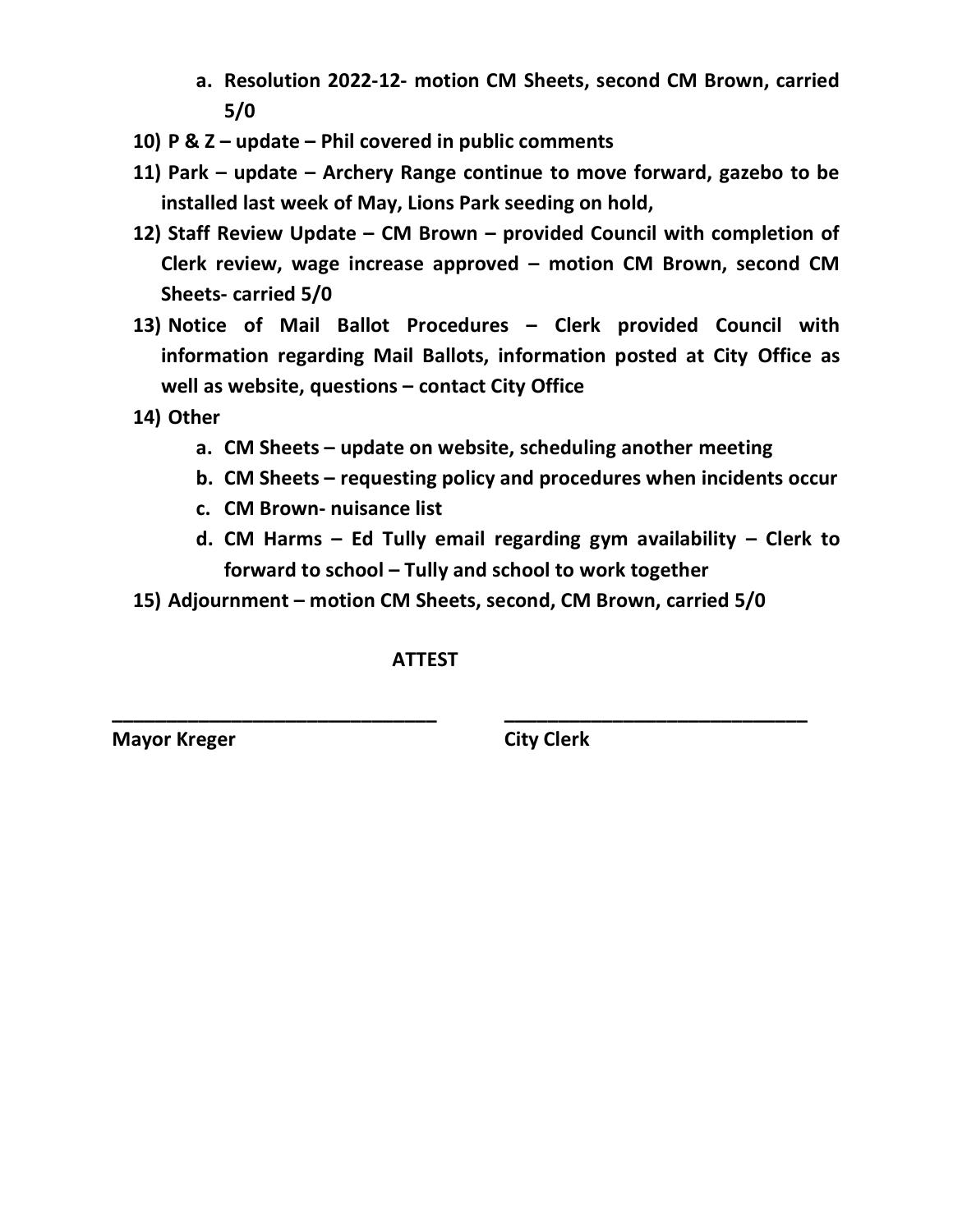a. **Resolution 2022-12- motion CM Sheets, second CM Brown, carried 5/0**

10) **P & Z – update – Phil covered in public comments**
11) **Park – update – Archery Range continue to move forward, gazebo to be installed last week of May, Lions Park seeding on hold,**
12) **Staff Review Update – CM Brown – provided Council with completion of Clerk review, wage increase approved – motion CM Brown, second CM Sheets- carried 5/0**
13) **Notice of Mail Ballot Procedures – Clerk provided Council with information regarding Mail Ballots, information posted at City Office as well as website, questions – contact City Office**
14) **Other**
    a. **CM Sheets – update on website, scheduling another meeting**
    b. **CM Sheets – requesting policy and procedures when incidents occur**
    c. **CM Brown- nuisance list**
    d. **CM Harms – Ed Tully email regarding gym availability – Clerk to forward to school – Tully and school to work together**
15) **Adjournment – motion CM Sheets, second, CM Brown, carried 5/0**

**ATTEST**

**\_\_\_\_\_\_\_\_\_\_\_\_\_\_\_\_\_\_\_\_\_\_\_\_\_\_\_\_\_\_\_\_**
**Mayor Kreger**

**\_\_\_\_\_\_\_\_\_\_\_\_\_\_\_\_\_\_\_\_\_\_\_\_\_\_\_\_\_\_**
**City Clerk**